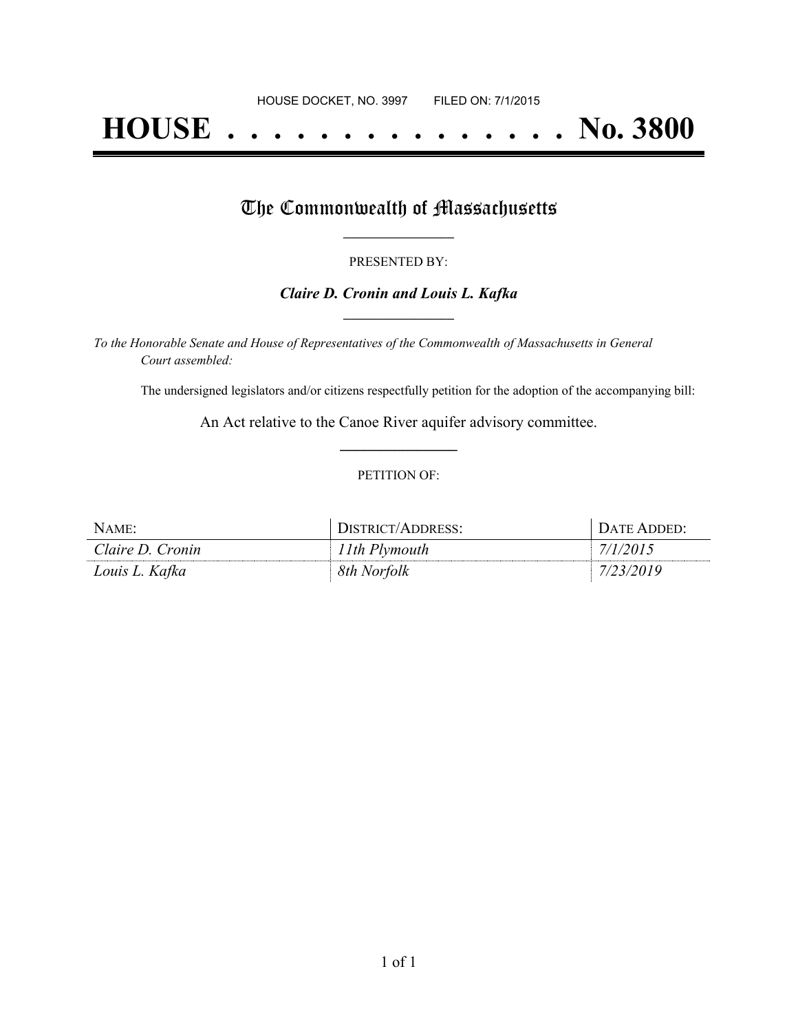HOUSE DOCKET, NO. 3997 FILED ON: 7/1/2015

# HOUSE . . . . . . . . . . . . . . . No. 3800

## The Commonwealth of Massachusetts

PRESENTED BY:

***Claire D. Cronin and Louis L. Kafka***

*To the Honorable Senate and House of Representatives of the Commonwealth of Massachusetts in General Court assembled:*

The undersigned legislators and/or citizens respectfully petition for the adoption of the accompanying bill:

An Act relative to the Canoe River aquifer advisory committee.

PETITION OF:

| NAME: | DISTRICT/ADDRESS: | DATE ADDED: |
|---|---|---|
| *Claire D. Cronin* | *11th Plymouth* | *7/1/2015* |
| *Louis L. Kafka* | *8th Norfolk* | *7/23/2019* |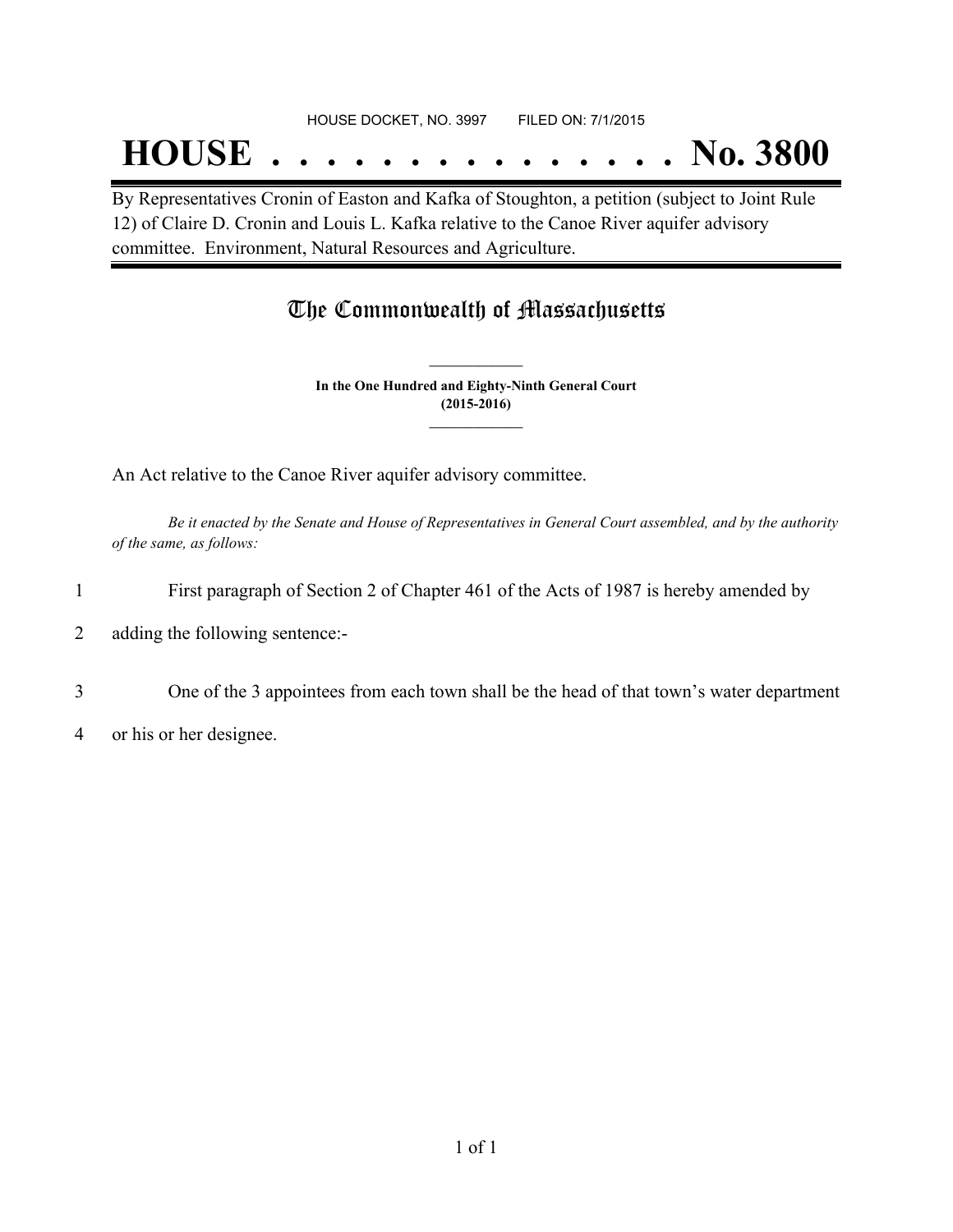HOUSE DOCKET, NO. 3997 FILED ON: 7/1/2015

# HOUSE . . . . . . . . . . . . . . . No. 3800

By Representatives Cronin of Easton and Kafka of Stoughton, a petition (subject to Joint Rule 12) of Claire D. Cronin and Louis L. Kafka relative to the Canoe River aquifer advisory committee. Environment, Natural Resources and Agriculture.

## The Commonwealth of Massachusetts

**In the One Hundred and Eighty-Ninth General Court**
**(2015-2016)**

An Act relative to the Canoe River aquifer advisory committee.

*Be it enacted by the Senate and House of Representatives in General Court assembled, and by the authority of the same, as follows:*

1 First paragraph of Section 2 of Chapter 461 of the Acts of 1987 is hereby amended by
2 adding the following sentence:-

3 One of the 3 appointees from each town shall be the head of that town's water department
4 or his or her designee.